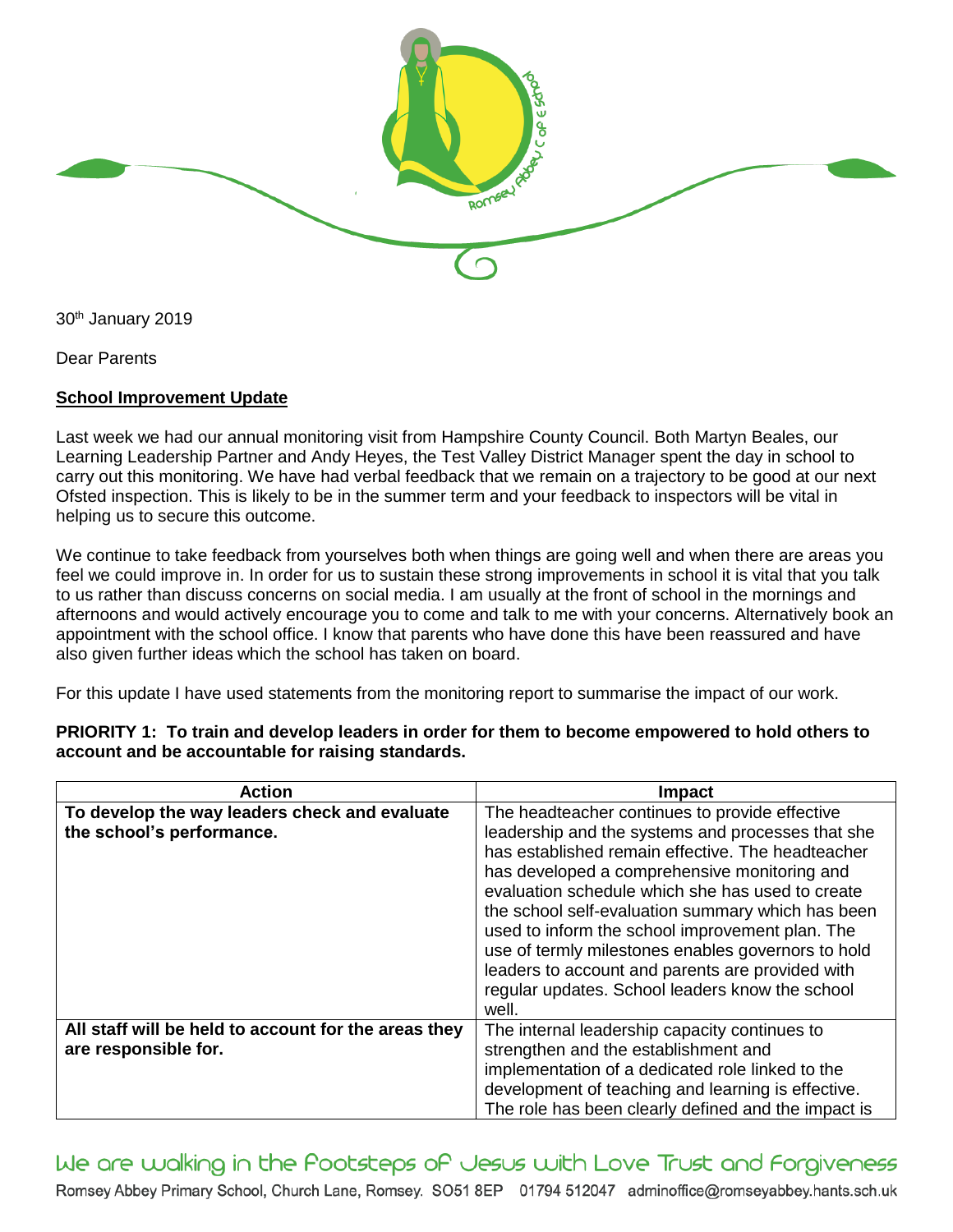30th January 2019

Dear Parents

**School Improvement Update**

Last week we had our annual monitoring visit from Hampshire County Council. Both Martyn Beales, our Learning Leadership Partner and Andy Heyes, the Test Valley District Manager spent the day in school to carry out this monitoring. We have had verbal feedback that we remain on a trajectory to be good at our next Ofsted inspection. This is likely to be in the summer term and your feedback to inspectors will be vital in helping us to secure this outcome.

We continue to take feedback from yourselves both when things are going well and when there are areas you feel we could improve in. In order for us to sustain these strong improvements in school it is vital that you talk to us rather than discuss concerns on social media. I am usually at the front of school in the mornings and afternoons and would actively encourage you to come and talk to me with your concerns. Alternatively book an appointment with the school office. I know that parents who have done this have been reassured and have also given further ideas which the school has taken on board.

For this update I have used statements from the monitoring report to summarise the impact of our work.

**PRIORITY 1: To train and develop leaders in order for them to become empowered to hold others to account and be accountable for raising standards.**

| Action | Impact |
| --- | --- |
| **To develop the way leaders check and evaluate the school's performance.** | The headteacher continues to provide effective leadership and the systems and processes that she has established remain effective. The headteacher has developed a comprehensive monitoring and evaluation schedule which she has used to create the school self-evaluation summary which has been used to inform the school improvement plan. The use of termly milestones enables governors to hold leaders to account and parents are provided with regular updates. School leaders know the school well. |
| **All staff will be held to account for the areas they are responsible for.** | The internal leadership capacity continues to strengthen and the establishment and implementation of a dedicated role linked to the development of teaching and learning is effective. The role has been clearly defined and the impact is |

We are walking in the Footsteps of Jesus with Love Trust and Forgiveness

Romsey Abbey Primary School, Church Lane, Romsey. SO51 8EP 01794 512047 adminoffice@romseyabbey.hants.sch.uk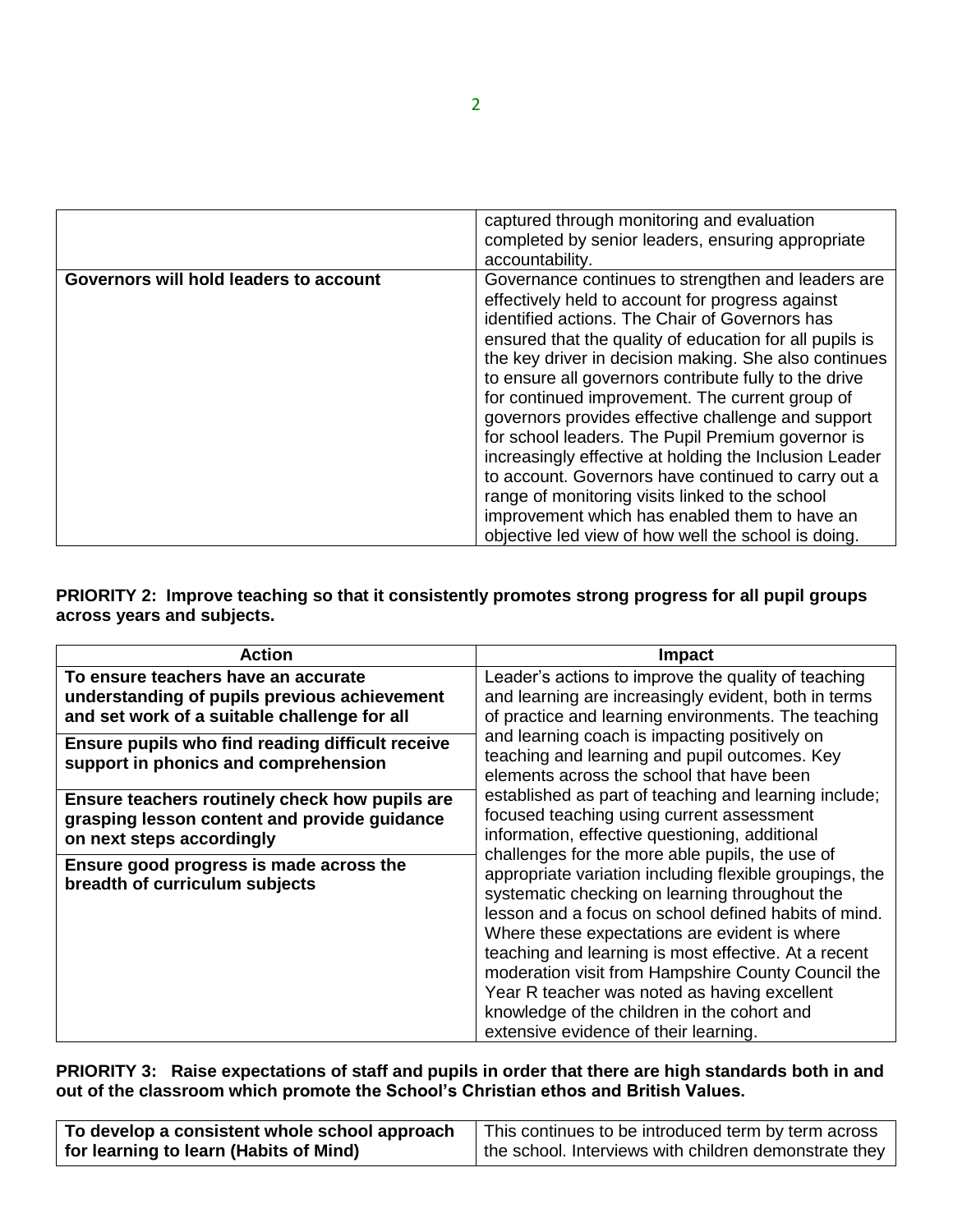| | |
|---|---|
| | captured through monitoring and evaluation completed by senior leaders, ensuring appropriate accountability. |
| **Governors will hold leaders to account** | Governance continues to strengthen and leaders are effectively held to account for progress against identified actions. The Chair of Governors has ensured that the quality of education for all pupils is the key driver in decision making. She also continues to ensure all governors contribute fully to the drive for continued improvement. The current group of governors provides effective challenge and support for school leaders. The Pupil Premium governor is increasingly effective at holding the Inclusion Leader to account. Governors have continued to carry out a range of monitoring visits linked to the school improvement which has enabled them to have an objective led view of how well the school is doing. |

**PRIORITY 2: Improve teaching so that it consistently promotes strong progress for all pupil groups across years and subjects.**

| Action | Impact |
|---|---|
| **To ensure teachers have an accurate understanding of pupils previous achievement and set work of a suitable challenge for all**<br><br>**Ensure pupils who find reading difficult receive support in phonics and comprehension**<br><br>**Ensure teachers routinely check how pupils are grasping lesson content and provide guidance on next steps accordingly**<br><br>**Ensure good progress is made across the breadth of curriculum subjects** | Leader's actions to improve the quality of teaching and learning are increasingly evident, both in terms of practice and learning environments. The teaching and learning coach is impacting positively on teaching and learning and pupil outcomes. Key elements across the school that have been established as part of teaching and learning include; focused teaching using current assessment information, effective questioning, additional challenges for the more able pupils, the use of appropriate variation including flexible groupings, the systematic checking on learning throughout the lesson and a focus on school defined habits of mind. Where these expectations are evident is where teaching and learning is most effective. At a recent moderation visit from Hampshire County Council the Year R teacher was noted as having excellent knowledge of the children in the cohort and extensive evidence of their learning. |

**PRIORITY 3: Raise expectations of staff and pupils in order that there are high standards both in and out of the classroom which promote the School's Christian ethos and British Values.**

| | |
|---|---|
| **To develop a consistent whole school approach for learning to learn (Habits of Mind)** | This continues to be introduced term by term across the school. Interviews with children demonstrate they |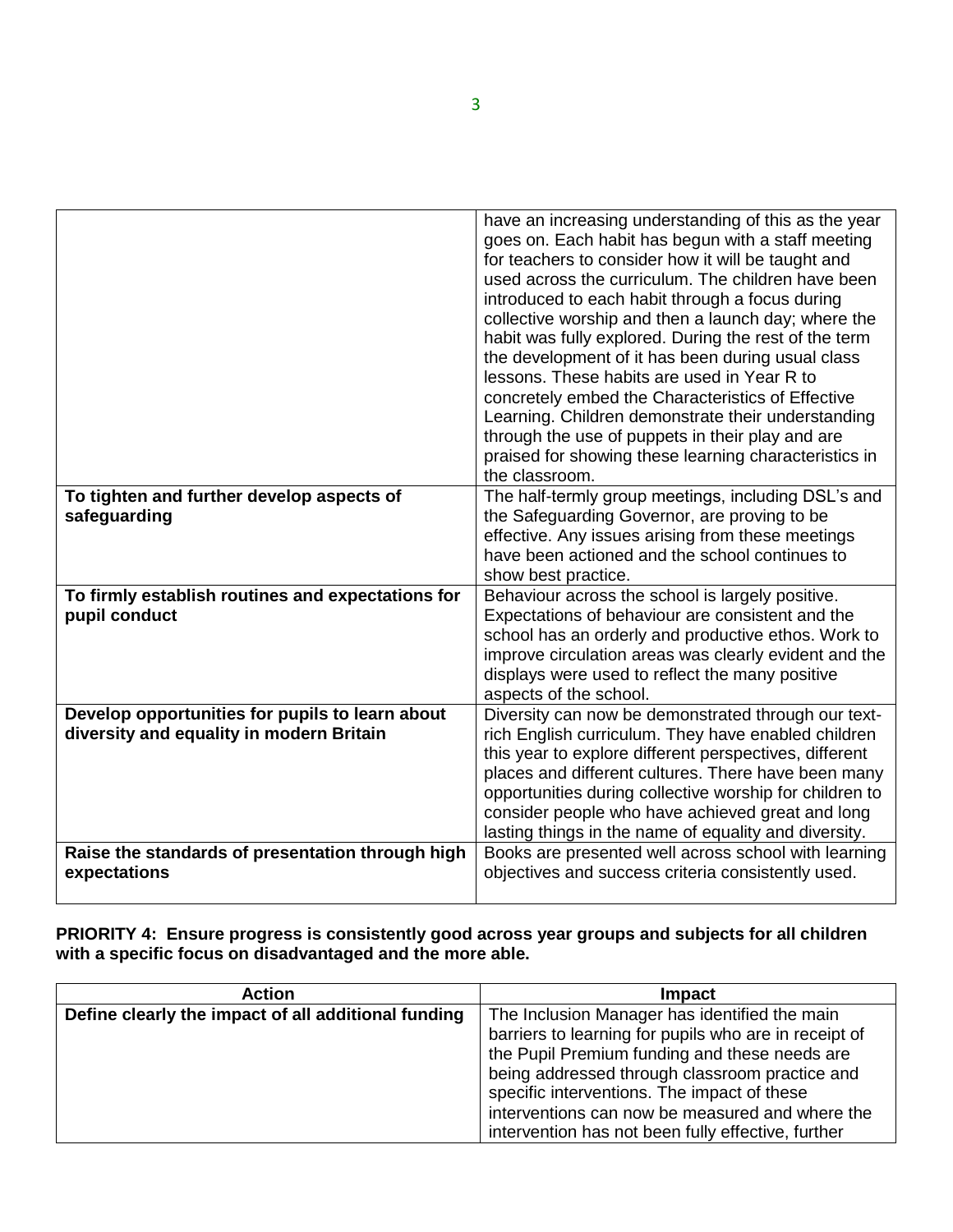| | |
|---|---|
| | have an increasing understanding of this as the year goes on. Each habit has begun with a staff meeting for teachers to consider how it will be taught and used across the curriculum. The children have been introduced to each habit through a focus during collective worship and then a launch day; where the habit was fully explored. During the rest of the term the development of it has been during usual class lessons. These habits are used in Year R to concretely embed the Characteristics of Effective Learning. Children demonstrate their understanding through the use of puppets in their play and are praised for showing these learning characteristics in the classroom. |
| **To tighten and further develop aspects of safeguarding** | The half-termly group meetings, including DSL's and the Safeguarding Governor, are proving to be effective. Any issues arising from these meetings have been actioned and the school continues to show best practice. |
| **To firmly establish routines and expectations for pupil conduct** | Behaviour across the school is largely positive. Expectations of behaviour are consistent and the school has an orderly and productive ethos. Work to improve circulation areas was clearly evident and the displays were used to reflect the many positive aspects of the school. |
| **Develop opportunities for pupils to learn about diversity and equality in modern Britain** | Diversity can now be demonstrated through our text-rich English curriculum. They have enabled children this year to explore different perspectives, different places and different cultures. There have been many opportunities during collective worship for children to consider people who have achieved great and long lasting things in the name of equality and diversity. |
| **Raise the standards of presentation through high expectations** | Books are presented well across school with learning objectives and success criteria consistently used. |

**PRIORITY 4: Ensure progress is consistently good across year groups and subjects for all children with a specific focus on disadvantaged and the more able.**

| Action | Impact |
|---|---|
| **Define clearly the impact of all additional funding** | The Inclusion Manager has identified the main barriers to learning for pupils who are in receipt of the Pupil Premium funding and these needs are being addressed through classroom practice and specific interventions. The impact of these interventions can now be measured and where the intervention has not been fully effective, further |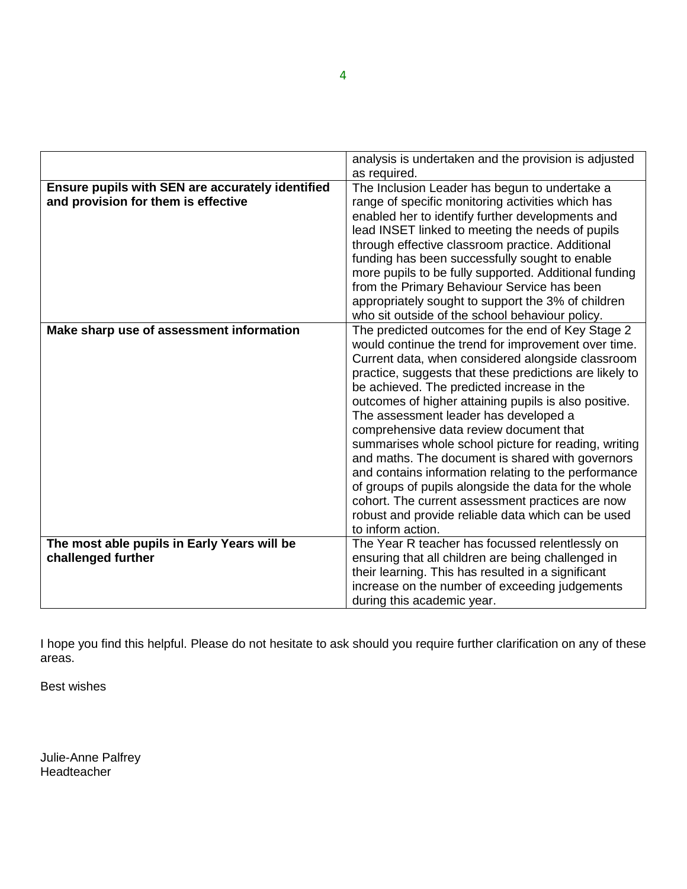| | |
|---|---|
| | analysis is undertaken and the provision is adjusted as required. |
| **Ensure pupils with SEN are accurately identified and provision for them is effective** | The Inclusion Leader has begun to undertake a range of specific monitoring activities which has enabled her to identify further developments and lead INSET linked to meeting the needs of pupils through effective classroom practice. Additional funding has been successfully sought to enable more pupils to be fully supported. Additional funding from the Primary Behaviour Service has been appropriately sought to support the 3% of children who sit outside of the school behaviour policy. |
| **Make sharp use of assessment information** | The predicted outcomes for the end of Key Stage 2 would continue the trend for improvement over time. Current data, when considered alongside classroom practice, suggests that these predictions are likely to be achieved. The predicted increase in the outcomes of higher attaining pupils is also positive. The assessment leader has developed a comprehensive data review document that summarises whole school picture for reading, writing and maths. The document is shared with governors and contains information relating to the performance of groups of pupils alongside the data for the whole cohort. The current assessment practices are now robust and provide reliable data which can be used to inform action. |
| **The most able pupils in Early Years will be challenged further** | The Year R teacher has focussed relentlessly on ensuring that all children are being challenged in their learning. This has resulted in a significant increase on the number of exceeding judgements during this academic year. |

I hope you find this helpful. Please do not hesitate to ask should you require further clarification on any of these areas.

Best wishes

Julie-Anne Palfrey
Headteacher